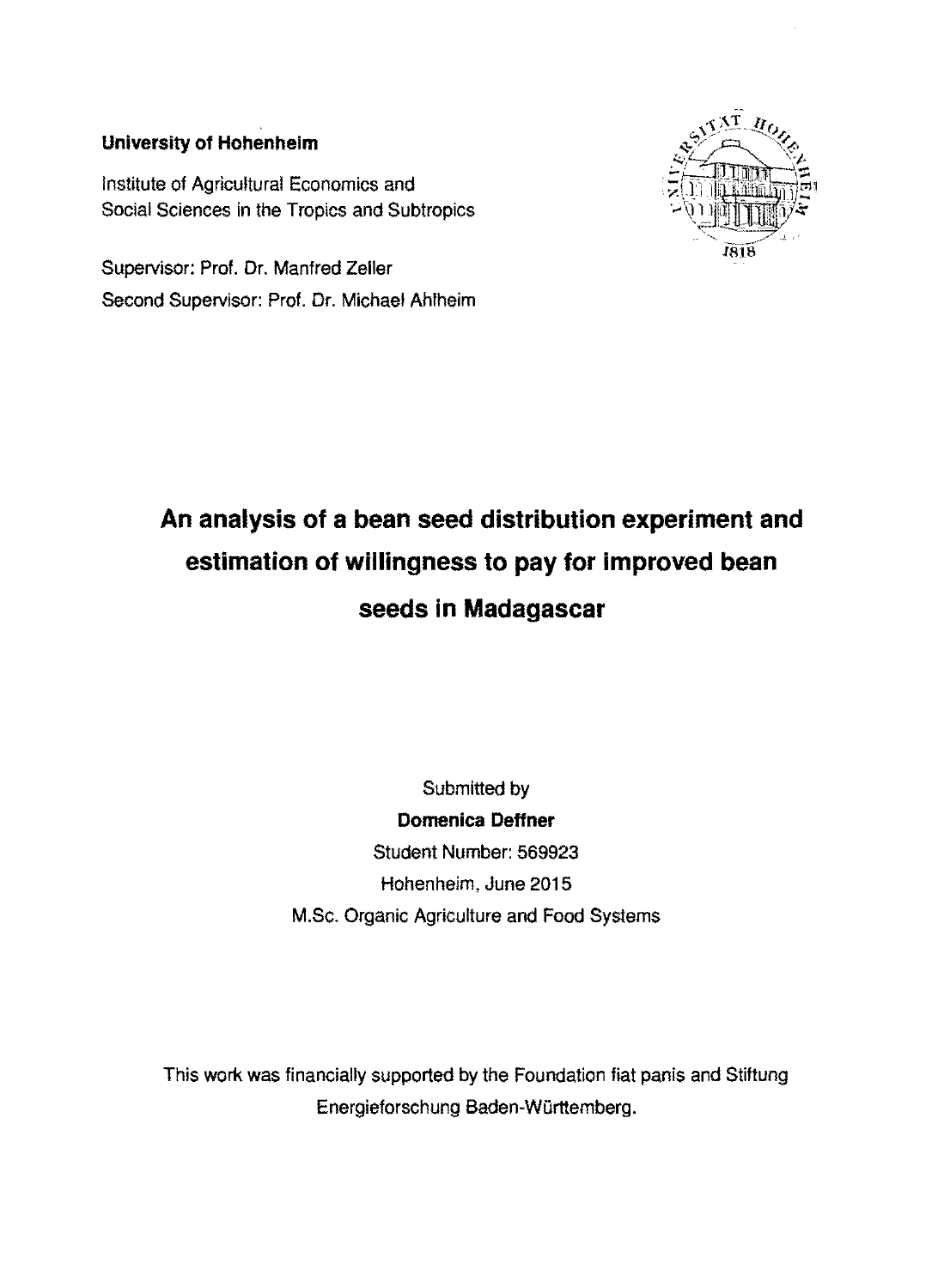**University of Hohenheim**

Institute of Agricultural Economics and
Social Sciences in the Tropics and Subtropics

Supervisor: Prof. Dr. Manfred Zeller
Second Supervisor: Prof. Dr. Michael Ahlheim

# An analysis of a bean seed distribution experiment and estimation of willingness to pay for improved bean seeds in Madagascar

Submitted by
**Domenica Deffner**
Student Number: 569923
Hohenheim, June 2015
M.Sc. Organic Agriculture and Food Systems

This work was financially supported by the Foundation fiat panis and Stiftung Energieforschung Baden-Württemberg.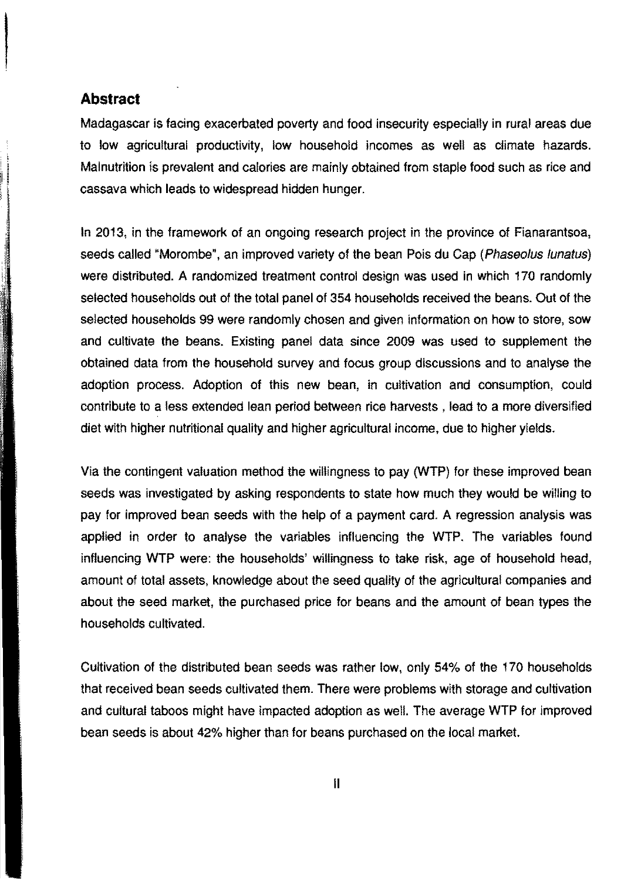## Abstract

Madagascar is facing exacerbated poverty and food insecurity especially in rural areas due to low agricultural productivity, low household incomes as well as climate hazards. Malnutrition is prevalent and calories are mainly obtained from staple food such as rice and cassava which leads to widespread hidden hunger.

In 2013, in the framework of an ongoing research project in the province of Fianarantsoa, seeds called "Morombe", an improved variety of the bean Pois du Cap (*Phaseolus lunatus*) were distributed. A randomized treatment control design was used in which 170 randomly selected households out of the total panel of 354 households received the beans. Out of the selected households 99 were randomly chosen and given information on how to store, sow and cultivate the beans. Existing panel data since 2009 was used to supplement the obtained data from the household survey and focus group discussions and to analyse the adoption process. Adoption of this new bean, in cultivation and consumption, could contribute to a less extended lean period between rice harvests , lead to a more diversified diet with higher nutritional quality and higher agricultural income, due to higher yields.

Via the contingent valuation method the willingness to pay (WTP) for these improved bean seeds was investigated by asking respondents to state how much they would be willing to pay for improved bean seeds with the help of a payment card. A regression analysis was applied in order to analyse the variables influencing the WTP. The variables found influencing WTP were: the households' willingness to take risk, age of household head, amount of total assets, knowledge about the seed quality of the agricultural companies and about the seed market, the purchased price for beans and the amount of bean types the households cultivated.

Cultivation of the distributed bean seeds was rather low, only 54% of the 170 households that received bean seeds cultivated them. There were problems with storage and cultivation and cultural taboos might have impacted adoption as well. The average WTP for improved bean seeds is about 42% higher than for beans purchased on the local market.